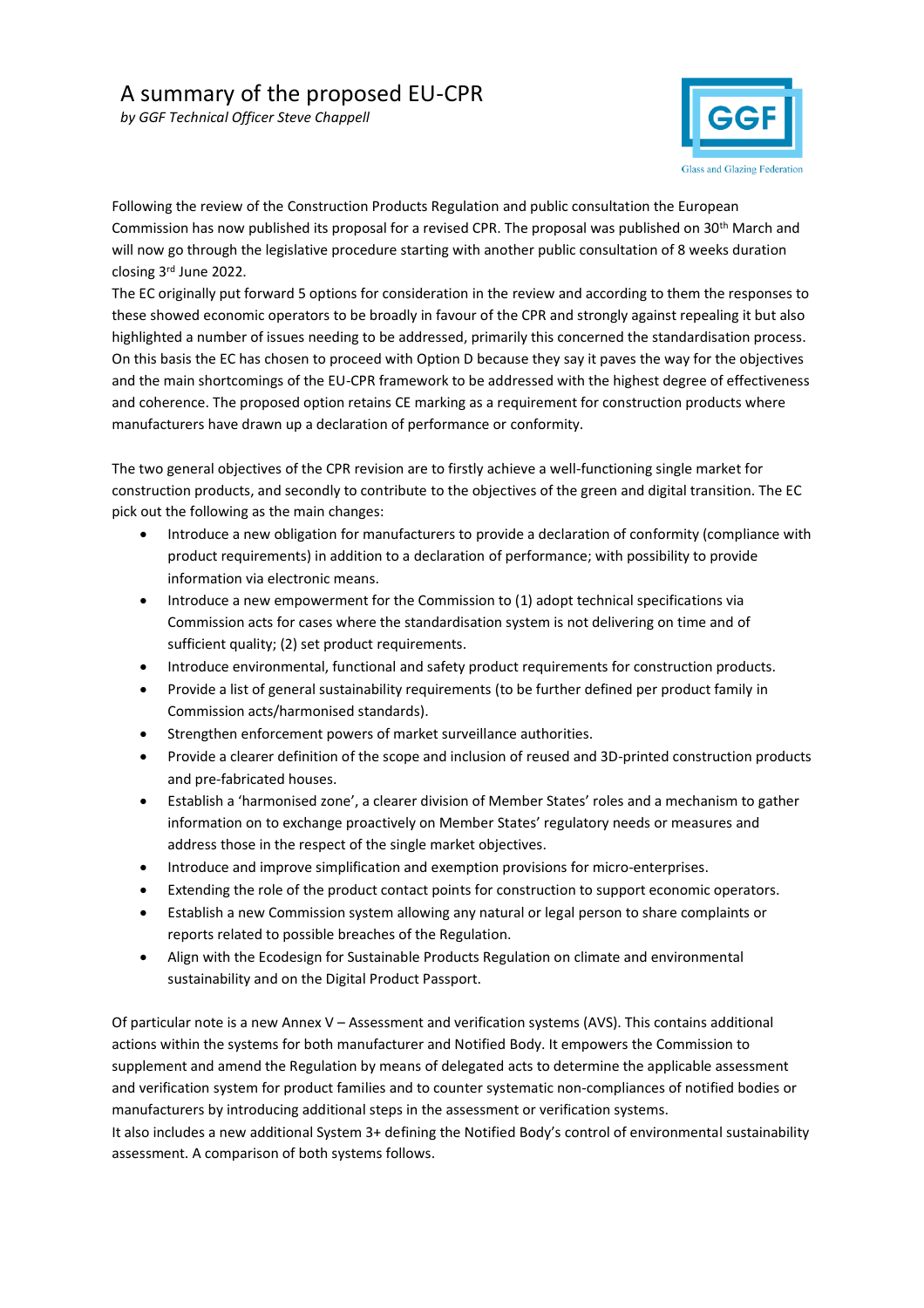# A summary of the proposed EU-CPR

*by GGF Technical Officer Steve Chappell*

Following the review of the Construction Products Regulation and public consultation the European Commission has now published its proposal for a revised CPR. The proposal was published on 30th March and will now go through the legislative procedure starting with another public consultation of 8 weeks duration closing 3rd June 2022.

The EC originally put forward 5 options for consideration in the review and according to them the responses to these showed economic operators to be broadly in favour of the CPR and strongly against repealing it but also highlighted a number of issues needing to be addressed, primarily this concerned the standardisation process. On this basis the EC has chosen to proceed with Option D because they say it paves the way for the objectives and the main shortcomings of the EU-CPR framework to be addressed with the highest degree of effectiveness and coherence. The proposed option retains CE marking as a requirement for construction products where manufacturers have drawn up a declaration of performance or conformity.

The two general objectives of the CPR revision are to firstly achieve a well-functioning single market for construction products, and secondly to contribute to the objectives of the green and digital transition. The EC pick out the following as the main changes:

- Introduce a new obligation for manufacturers to provide a declaration of conformity (compliance with product requirements) in addition to a declaration of performance; with possibility to provide information via electronic means.
- Introduce a new empowerment for the Commission to (1) adopt technical specifications via Commission acts for cases where the standardisation system is not delivering on time and of sufficient quality; (2) set product requirements.
- Introduce environmental, functional and safety product requirements for construction products.
- Provide a list of general sustainability requirements (to be further defined per product family in Commission acts/harmonised standards).
- Strengthen enforcement powers of market surveillance authorities.
- Provide a clearer definition of the scope and inclusion of reused and 3D-printed construction products and pre-fabricated houses.
- Establish a 'harmonised zone', a clearer division of Member States' roles and a mechanism to gather information on to exchange proactively on Member States' regulatory needs or measures and address those in the respect of the single market objectives.
- Introduce and improve simplification and exemption provisions for micro-enterprises.
- Extending the role of the product contact points for construction to support economic operators.
- Establish a new Commission system allowing any natural or legal person to share complaints or reports related to possible breaches of the Regulation.
- Align with the Ecodesign for Sustainable Products Regulation on climate and environmental sustainability and on the Digital Product Passport.

Of particular note is a new Annex V – Assessment and verification systems (AVS). This contains additional actions within the systems for both manufacturer and Notified Body. It empowers the Commission to supplement and amend the Regulation by means of delegated acts to determine the applicable assessment and verification system for product families and to counter systematic non-compliances of notified bodies or manufacturers by introducing additional steps in the assessment or verification systems.

It also includes a new additional System 3+ defining the Notified Body's control of environmental sustainability assessment. A comparison of both systems follows.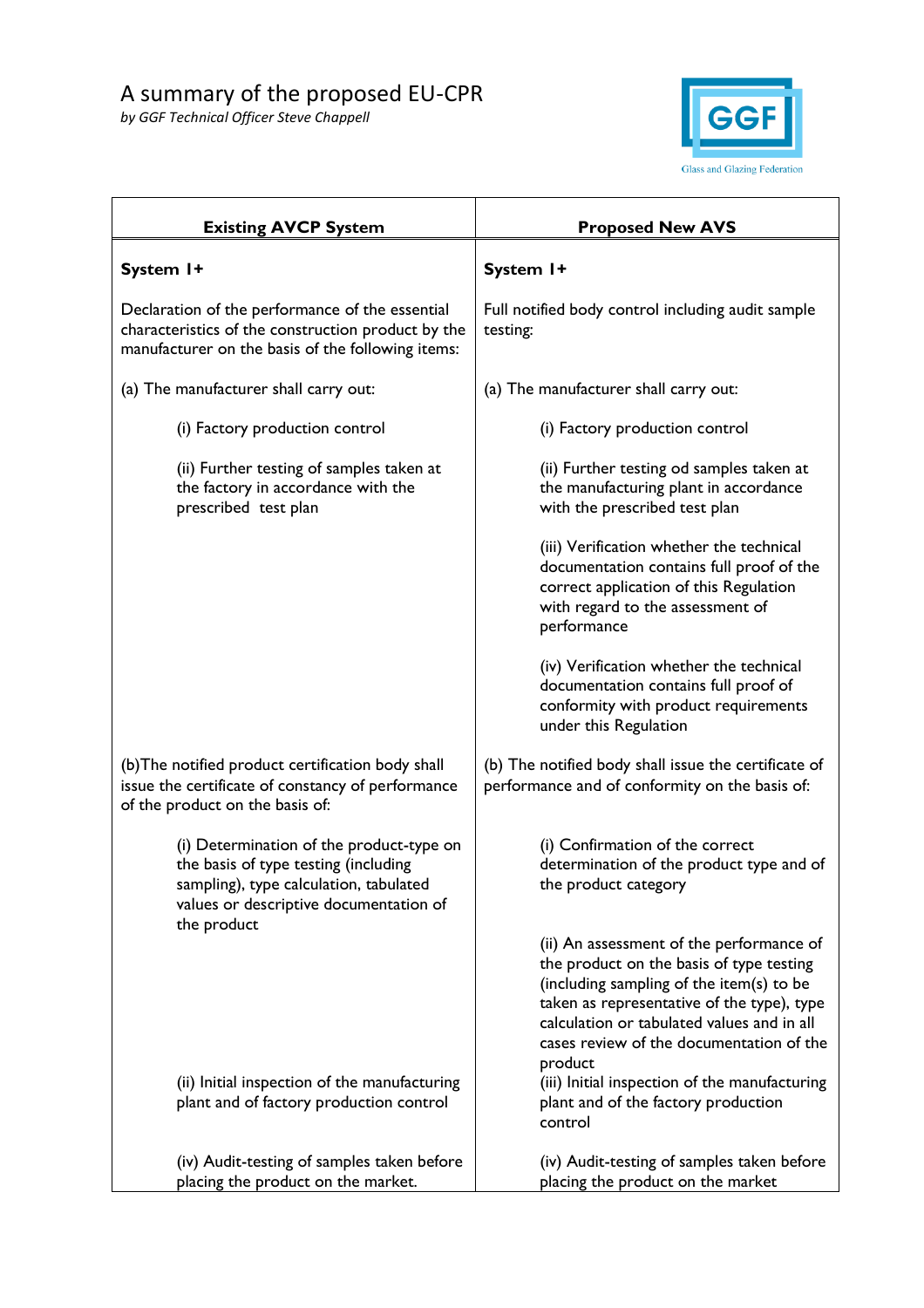# A summary of the proposed EU-CPR

*by GGF Technical Officer Steve Chappell*

| Existing AVCP System | Proposed New AVS |
|---|---|
| **System 1+** | **System 1+** |
| Declaration of the performance of the essential characteristics of the construction product by the manufacturer on the basis of the following items: | Full notified body control including audit sample testing: |
| (a) The manufacturer shall carry out: | (a) The manufacturer shall carry out: |
| (i) Factory production control | (i) Factory production control |
| (ii) Further testing of samples taken at the factory in accordance with the prescribed test plan | (ii) Further testing od samples taken at the manufacturing plant in accordance with the prescribed test plan |
| | (iii) Verification whether the technical documentation contains full proof of the correct application of this Regulation with regard to the assessment of performance |
| | (iv) Verification whether the technical documentation contains full proof of conformity with product requirements under this Regulation |
| (b)The notified product certification body shall issue the certificate of constancy of performance of the product on the basis of: | (b) The notified body shall issue the certificate of performance and of conformity on the basis of: |
| (i) Determination of the product-type on the basis of type testing (including sampling), type calculation, tabulated values or descriptive documentation of the product | (i) Confirmation of the correct determination of the product type and of the product category |
| | (ii) An assessment of the performance of the product on the basis of type testing (including sampling of the item(s) to be taken as representative of the type), type calculation or tabulated values and in all cases review of the documentation of the product |
| (ii) Initial inspection of the manufacturing plant and of factory production control | (iii) Initial inspection of the manufacturing plant and of the factory production control |
| (iv) Audit-testing of samples taken before placing the product on the market. | (iv) Audit-testing of samples taken before placing the product on the market |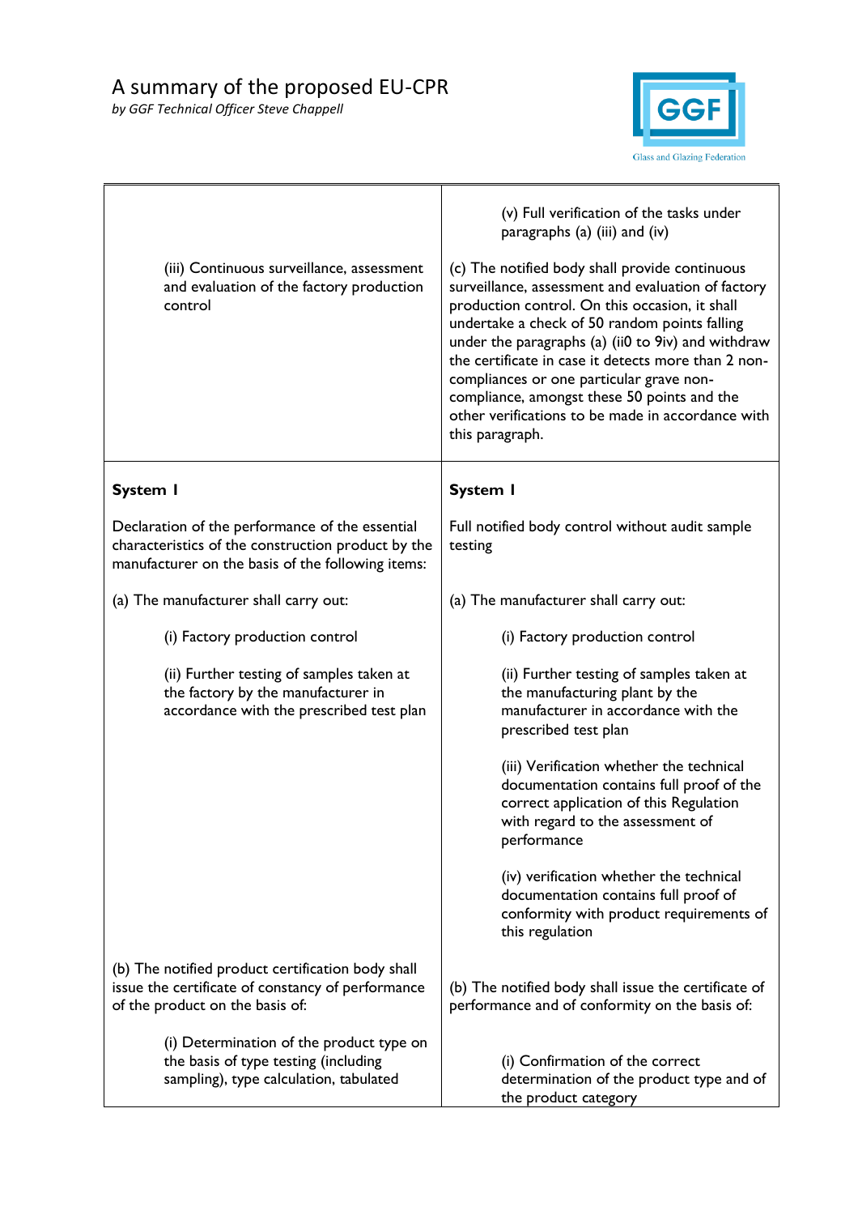# A summary of the proposed EU-CPR

*by GGF Technical Officer Steve Chappell*

| | |
|---|---|
| | (v) Full verification of the tasks under paragraphs (a) (iii) and (iv) |
| (iii) Continuous surveillance, assessment and evaluation of the factory production control | (c) The notified body shall provide continuous surveillance, assessment and evaluation of factory production control. On this occasion, it shall undertake a check of 50 random points falling under the paragraphs (a) (ii0 to 9iv) and withdraw the certificate in case it detects more than 2 non-compliances or one particular grave non-compliance, amongst these 50 points and the other verifications to be made in accordance with this paragraph. |
| **System I**<br><br>Declaration of the performance of the essential characteristics of the construction product by the manufacturer on the basis of the following items:<br><br>(a) The manufacturer shall carry out:<br><br>(i) Factory production control<br><br>(ii) Further testing of samples taken at the factory by the manufacturer in accordance with the prescribed test plan<br><br>(b) The notified product certification body shall issue the certificate of constancy of performance of the product on the basis of:<br><br>(i) Determination of the product type on the basis of type testing (including sampling), type calculation, tabulated | **System I**<br><br>Full notified body control without audit sample testing<br><br>(a) The manufacturer shall carry out:<br><br>(i) Factory production control<br><br>(ii) Further testing of samples taken at the manufacturing plant by the manufacturer in accordance with the prescribed test plan<br><br>(iii) Verification whether the technical documentation contains full proof of the correct application of this Regulation with regard to the assessment of performance<br><br>(iv) verification whether the technical documentation contains full proof of conformity with product requirements of this regulation<br><br>(b) The notified body shall issue the certificate of performance and of conformity on the basis of:<br><br>(i) Confirmation of the correct determination of the product type and of the product category |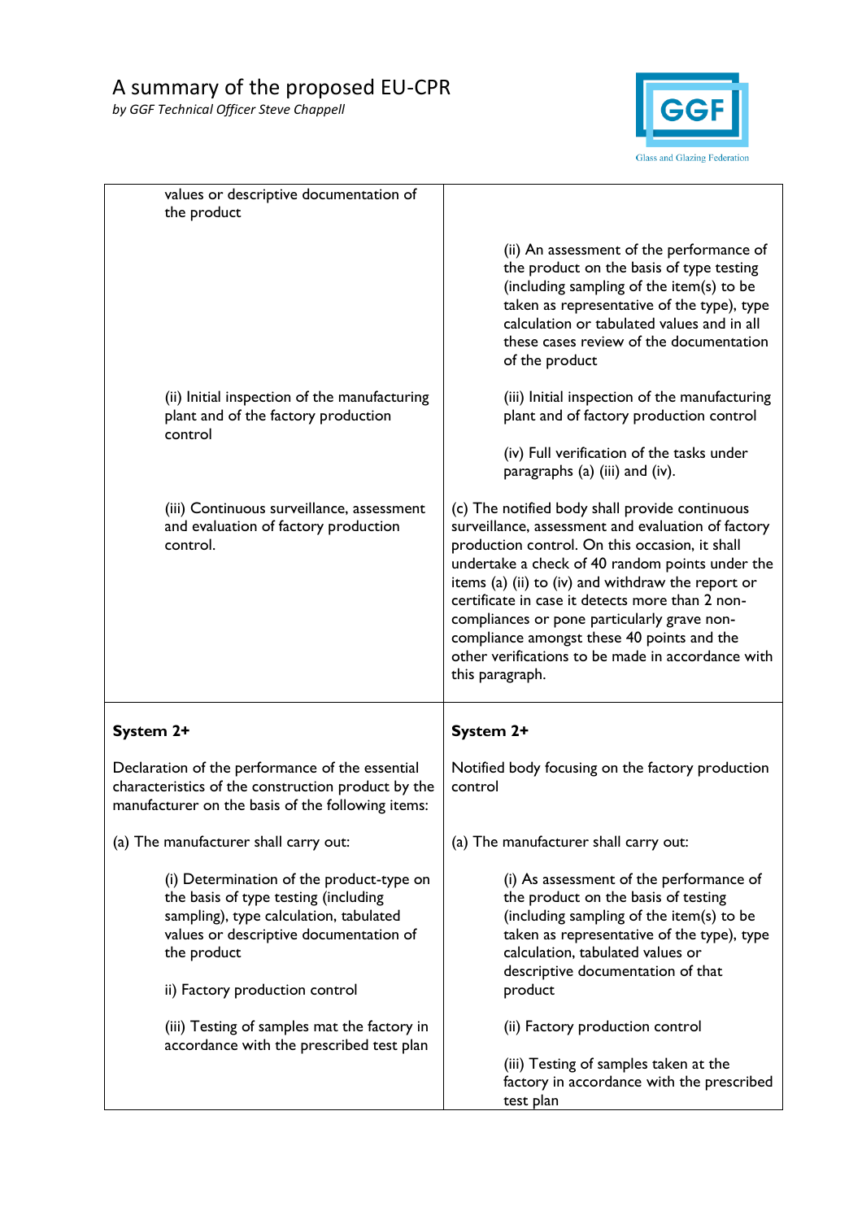| | |
|---|---|
| values or descriptive documentation of the product | (ii) An assessment of the performance of the product on the basis of type testing (including sampling of the item(s) to be taken as representative of the type), type calculation or tabulated values and in all these cases review of the documentation of the product |
| (ii) Initial inspection of the manufacturing plant and of the factory production control | (iii) Initial inspection of the manufacturing plant and of factory production control<br><br>(iv) Full verification of the tasks under paragraphs (a) (iii) and (iv). |
| (iii) Continuous surveillance, assessment and evaluation of factory production control. | (c) The notified body shall provide continuous surveillance, assessment and evaluation of factory production control. On this occasion, it shall undertake a check of 40 random points under the items (a) (ii) to (iv) and withdraw the report or certificate in case it detects more than 2 non-compliances or pone particularly grave non-compliance amongst these 40 points and the other verifications to be made in accordance with this paragraph. |
| **System 2+**<br><br>Declaration of the performance of the essential characteristics of the construction product by the manufacturer on the basis of the following items:<br><br>(a) The manufacturer shall carry out:<br><br>(i) Determination of the product-type on the basis of type testing (including sampling), type calculation, tabulated values or descriptive documentation of the product<br><br>ii) Factory production control<br><br>(iii) Testing of samples mat the factory in accordance with the prescribed test plan | **System 2+**<br><br>Notified body focusing on the factory production control<br><br>(a) The manufacturer shall carry out:<br><br>(i) As assessment of the performance of the product on the basis of testing (including sampling of the item(s) to be taken as representative of the type), type calculation, tabulated values or descriptive documentation of that product<br><br>(ii) Factory production control<br><br>(iii) Testing of samples taken at the factory in accordance with the prescribed test plan |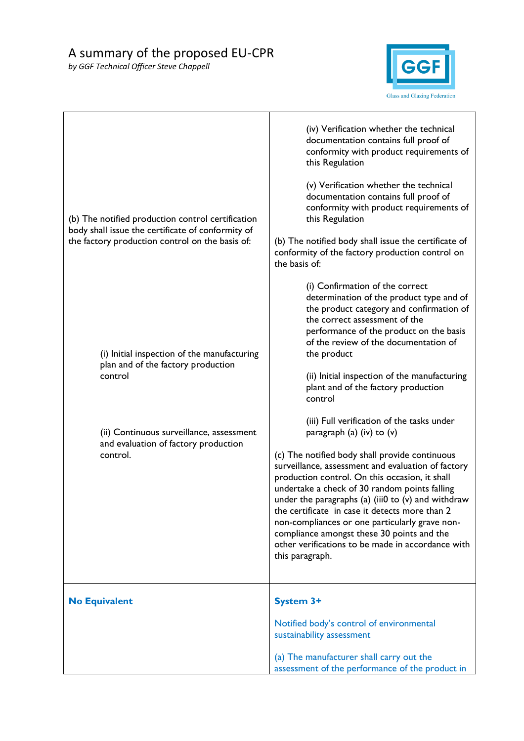| | |
|---|---|
| (b) The notified production control certification body shall issue the certificate of conformity of the factory production control on the basis of:<br><br>(i) Initial inspection of the manufacturing plan and of the factory production control<br><br>(ii) Continuous surveillance, assessment and evaluation of factory production control. | (iv) Verification whether the technical documentation contains full proof of conformity with product requirements of this Regulation<br><br>(v) Verification whether the technical documentation contains full proof of conformity with product requirements of this Regulation<br><br>(b) The notified body shall issue the certificate of conformity of the factory production control on the basis of:<br><br>(i) Confirmation of the correct determination of the product type and of the product category and confirmation of the correct assessment of the performance of the product on the basis of the review of the documentation of the product<br><br>(ii) Initial inspection of the manufacturing plant and of the factory production control<br><br>(iii) Full verification of the tasks under paragraph (a) (iv) to (v)<br><br>(c) The notified body shall provide continuous surveillance, assessment and evaluation of factory production control. On this occasion, it shall undertake a check of 30 random points falling under the paragraphs (a) (iii0 to (v) and withdraw the certificate in case it detects more than 2 non-compliances or one particularly grave non-compliance amongst these 30 points and the other verifications to be made in accordance with this paragraph. |
| **No Equivalent** | **System 3+**<br><br>Notified body's control of environmental sustainability assessment<br><br>(a) The manufacturer shall carry out the assessment of the performance of the product in |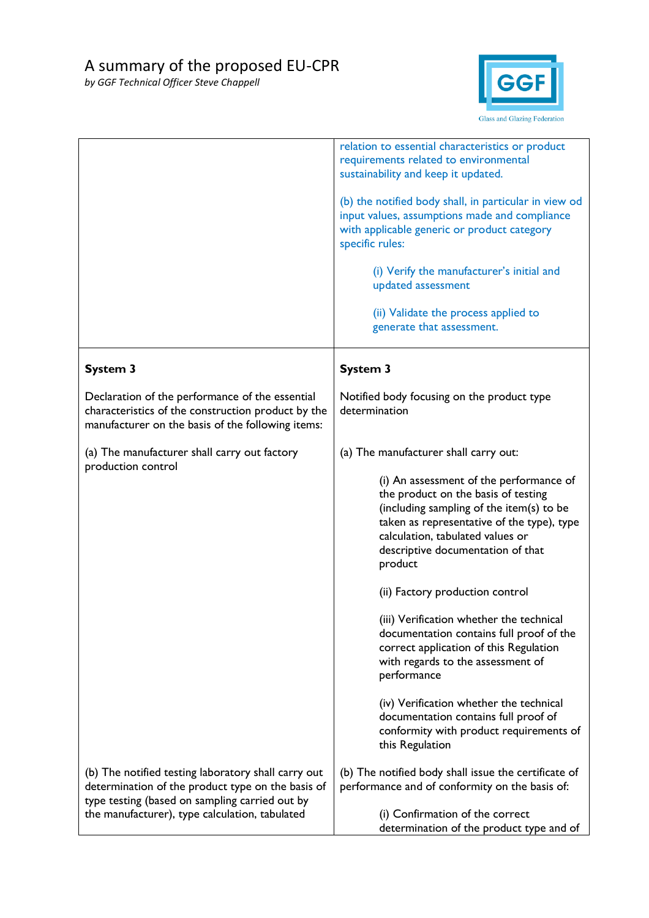| | |
|---|---|
| | relation to essential characteristics or product requirements related to environmental sustainability and keep it updated.<br><br>(b) the notified body shall, in particular in view od input values, assumptions made and compliance with applicable generic or product category specific rules:<br><br>(i) Verify the manufacturer's initial and updated assessment<br><br>(ii) Validate the process applied to generate that assessment. |
| **System 3**<br><br>Declaration of the performance of the essential characteristics of the construction product by the manufacturer on the basis of the following items:<br><br>(a) The manufacturer shall carry out factory production control | **System 3**<br><br>Notified body focusing on the product type determination<br><br>(a) The manufacturer shall carry out:<br><br>(i) An assessment of the performance of the product on the basis of testing (including sampling of the item(s) to be taken as representative of the type), type calculation, tabulated values or descriptive documentation of that product<br><br>(ii) Factory production control<br><br>(iii) Verification whether the technical documentation contains full proof of the correct application of this Regulation with regards to the assessment of performance<br><br>(iv) Verification whether the technical documentation contains full proof of conformity with product requirements of this Regulation |
| (b) The notified testing laboratory shall carry out determination of the product type on the basis of type testing (based on sampling carried out by the manufacturer), type calculation, tabulated | (b) The notified body shall issue the certificate of performance and of conformity on the basis of:<br><br>(i) Confirmation of the correct determination of the product type and of |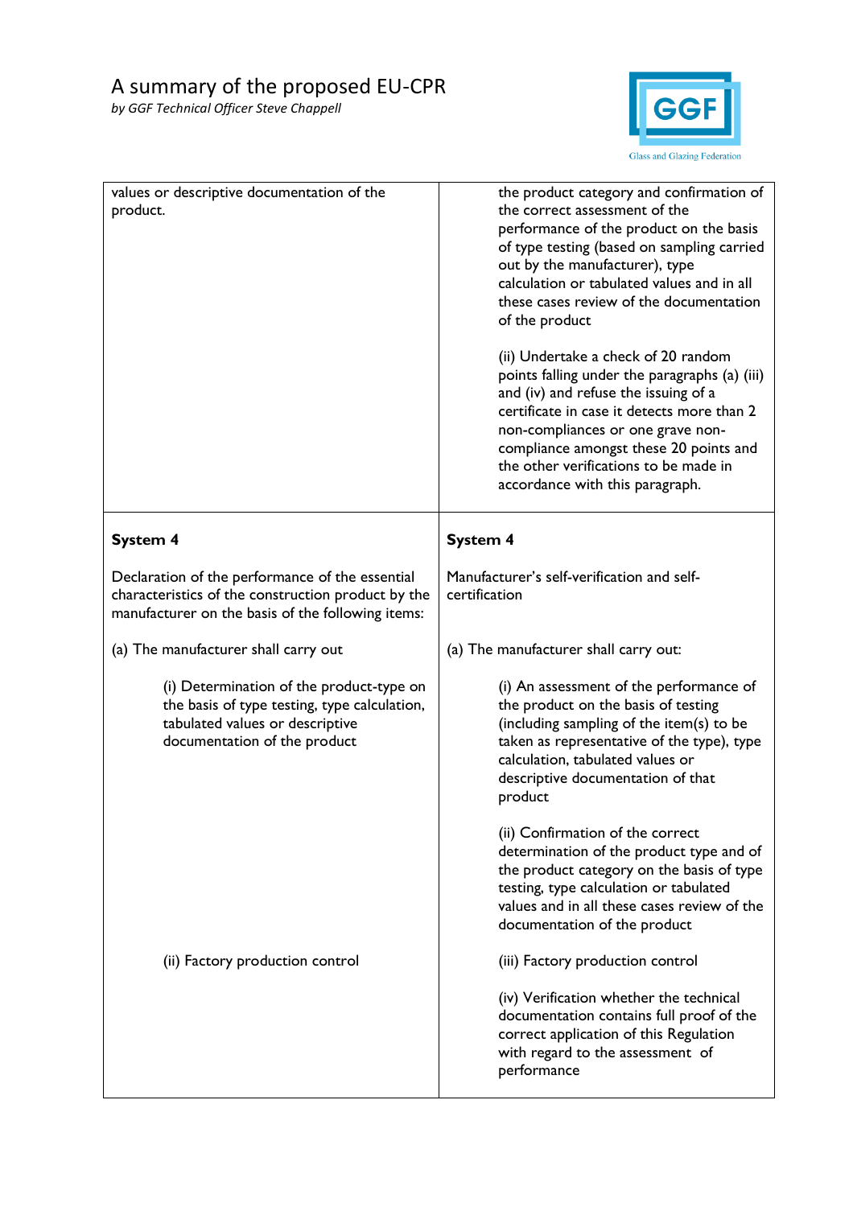| | |
|---|---|
| values or descriptive documentation of the product. | the product category and confirmation of the correct assessment of the performance of the product on the basis of type testing (based on sampling carried out by the manufacturer), type calculation or tabulated values and in all these cases review of the documentation of the product<br><br>(ii) Undertake a check of 20 random points falling under the paragraphs (a) (iii) and (iv) and refuse the issuing of a certificate in case it detects more than 2 non-compliances or one grave non-compliance amongst these 20 points and the other verifications to be made in accordance with this paragraph. |
| **System 4**<br><br>Declaration of the performance of the essential characteristics of the construction product by the manufacturer on the basis of the following items:<br><br>(a) The manufacturer shall carry out<br><br>(i) Determination of the product-type on the basis of type testing, type calculation, tabulated values or descriptive documentation of the product<br><br>(ii) Factory production control | **System 4**<br><br>Manufacturer's self-verification and self-certification<br><br>(a) The manufacturer shall carry out:<br><br>(i) An assessment of the performance of the product on the basis of testing (including sampling of the item(s) to be taken as representative of the type), type calculation, tabulated values or descriptive documentation of that product<br><br>(ii) Confirmation of the correct determination of the product type and of the product category on the basis of type testing, type calculation or tabulated values and in all these cases review of the documentation of the product<br><br>(iii) Factory production control<br><br>(iv) Verification whether the technical documentation contains full proof of the correct application of this Regulation with regard to the assessment of performance |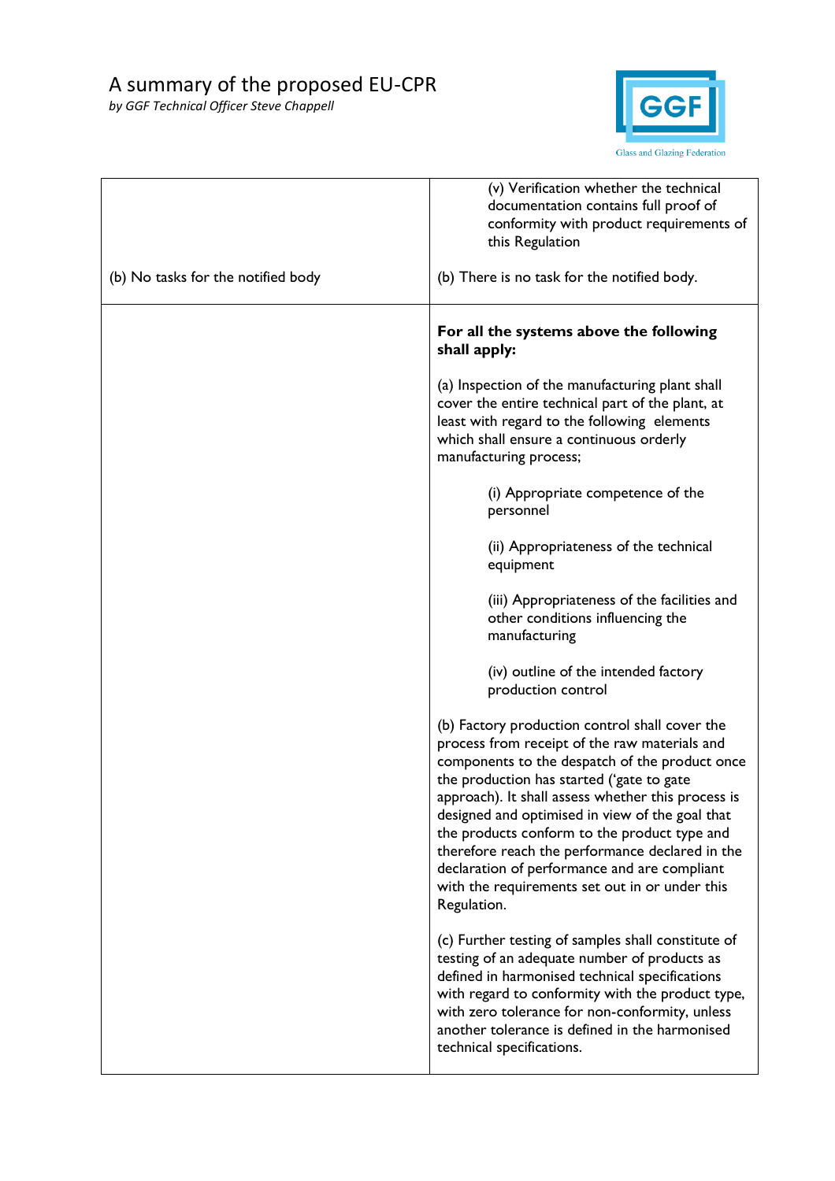| | |
|---|---|
| | (v) Verification whether the technical documentation contains full proof of conformity with product requirements of this Regulation |
| (b) No tasks for the notified body | (b) There is no task for the notified body. |
| | **For all the systems above the following shall apply:**<br><br>(a) Inspection of the manufacturing plant shall cover the entire technical part of the plant, at least with regard to the following elements which shall ensure a continuous orderly manufacturing process;<br><br>(i) Appropriate competence of the personnel<br><br>(ii) Appropriateness of the technical equipment<br><br>(iii) Appropriateness of the facilities and other conditions influencing the manufacturing<br><br>(iv) outline of the intended factory production control<br><br>(b) Factory production control shall cover the process from receipt of the raw materials and components to the despatch of the product once the production has started ('gate to gate approach). It shall assess whether this process is designed and optimised in view of the goal that the products conform to the product type and therefore reach the performance declared in the declaration of performance and are compliant with the requirements set out in or under this Regulation.<br><br>(c) Further testing of samples shall constitute of testing of an adequate number of products as defined in harmonised technical specifications with regard to conformity with the product type, with zero tolerance for non-conformity, unless another tolerance is defined in the harmonised technical specifications. |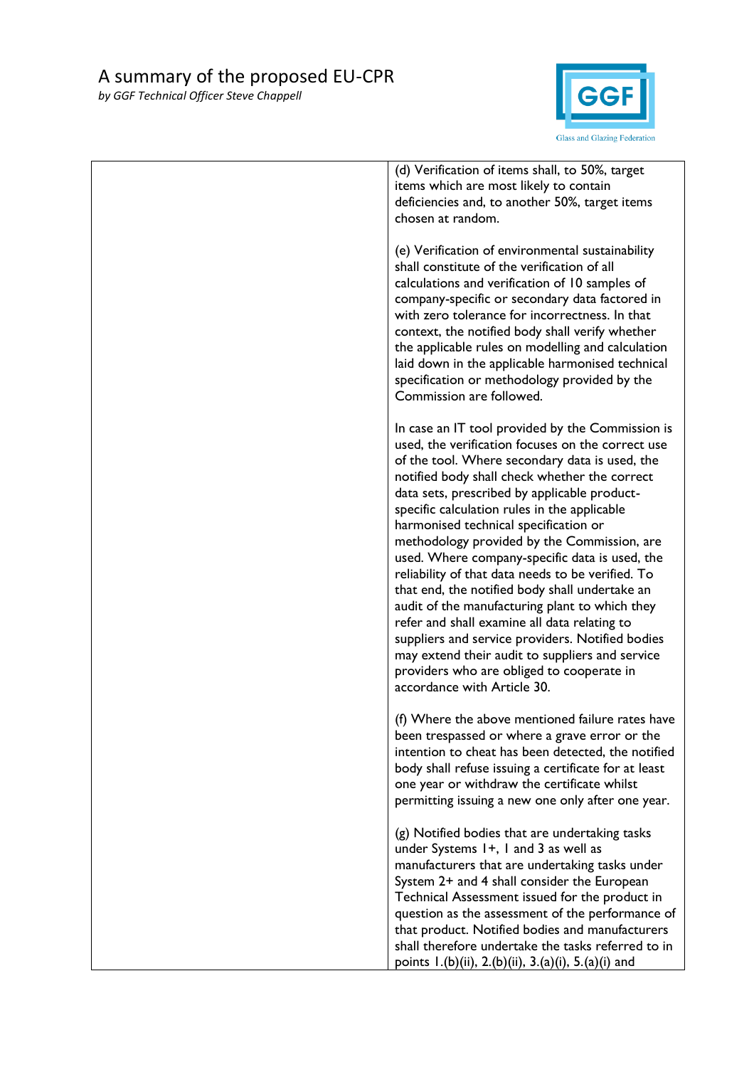| | |
|---|---|
| | (d) Verification of items shall, to 50%, target items which are most likely to contain deficiencies and, to another 50%, target items chosen at random.<br><br>(e) Verification of environmental sustainability shall constitute of the verification of all calculations and verification of 10 samples of company-specific or secondary data factored in with zero tolerance for incorrectness. In that context, the notified body shall verify whether the applicable rules on modelling and calculation laid down in the applicable harmonised technical specification or methodology provided by the Commission are followed.<br><br>In case an IT tool provided by the Commission is used, the verification focuses on the correct use of the tool. Where secondary data is used, the notified body shall check whether the correct data sets, prescribed by applicable product-specific calculation rules in the applicable harmonised technical specification or methodology provided by the Commission, are used. Where company-specific data is used, the reliability of that data needs to be verified. To that end, the notified body shall undertake an audit of the manufacturing plant to which they refer and shall examine all data relating to suppliers and service providers. Notified bodies may extend their audit to suppliers and service providers who are obliged to cooperate in accordance with Article 30.<br><br>(f) Where the above mentioned failure rates have been trespassed or where a grave error or the intention to cheat has been detected, the notified body shall refuse issuing a certificate for at least one year or withdraw the certificate whilst permitting issuing a new one only after one year.<br><br>(g) Notified bodies that are undertaking tasks under Systems 1+, 1 and 3 as well as manufacturers that are undertaking tasks under System 2+ and 4 shall consider the European Technical Assessment issued for the product in question as the assessment of the performance of that product. Notified bodies and manufacturers shall therefore undertake the tasks referred to in points 1.(b)(ii), 2.(b)(ii), 3.(a)(i), 5.(a)(i) and |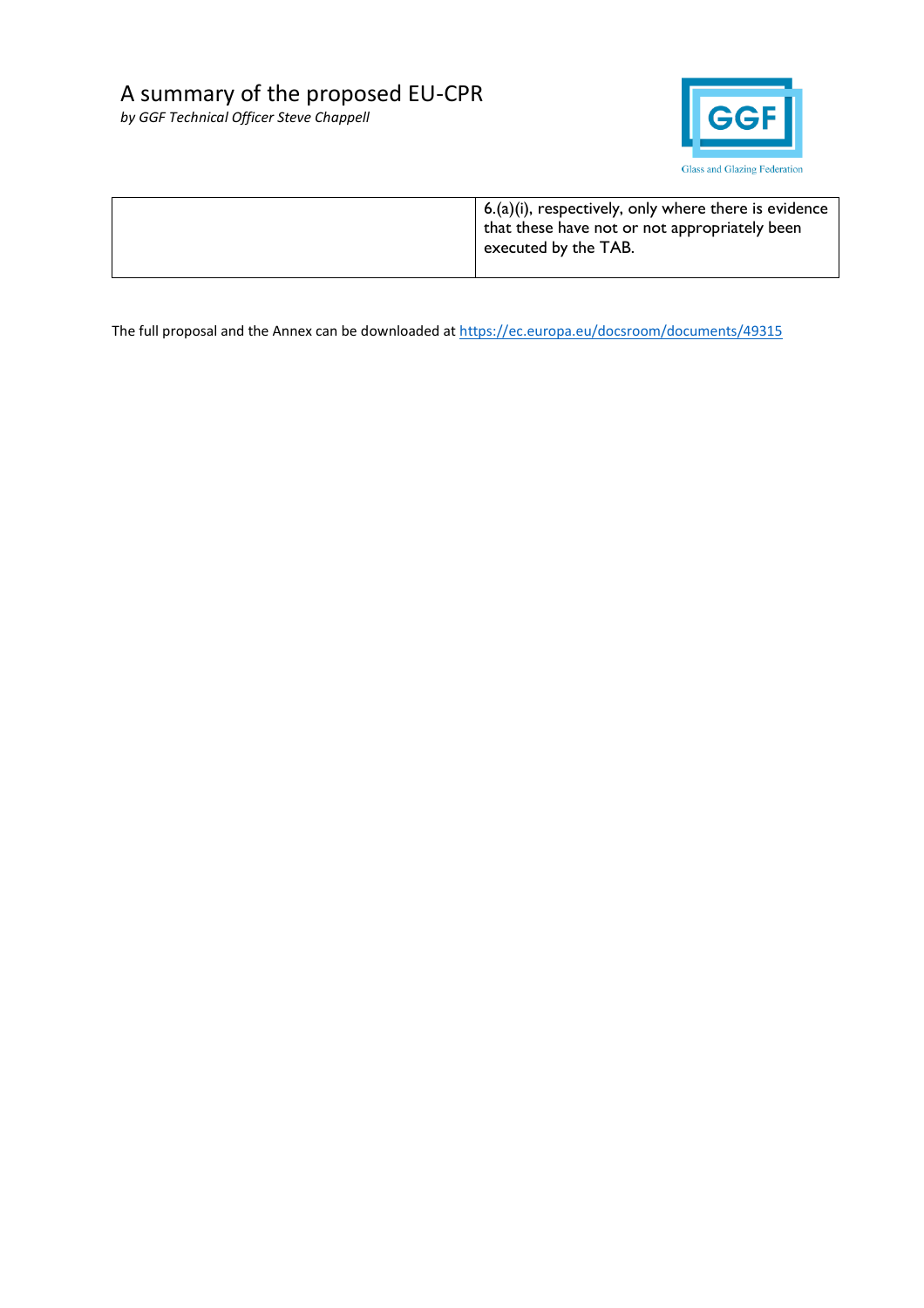| | |
|---|---|
| | 6.(a)(i), respectively, only where there is evidence that these have not or not appropriately been executed by the TAB. |

The full proposal and the Annex can be downloaded at https://ec.europa.eu/docsroom/documents/49315